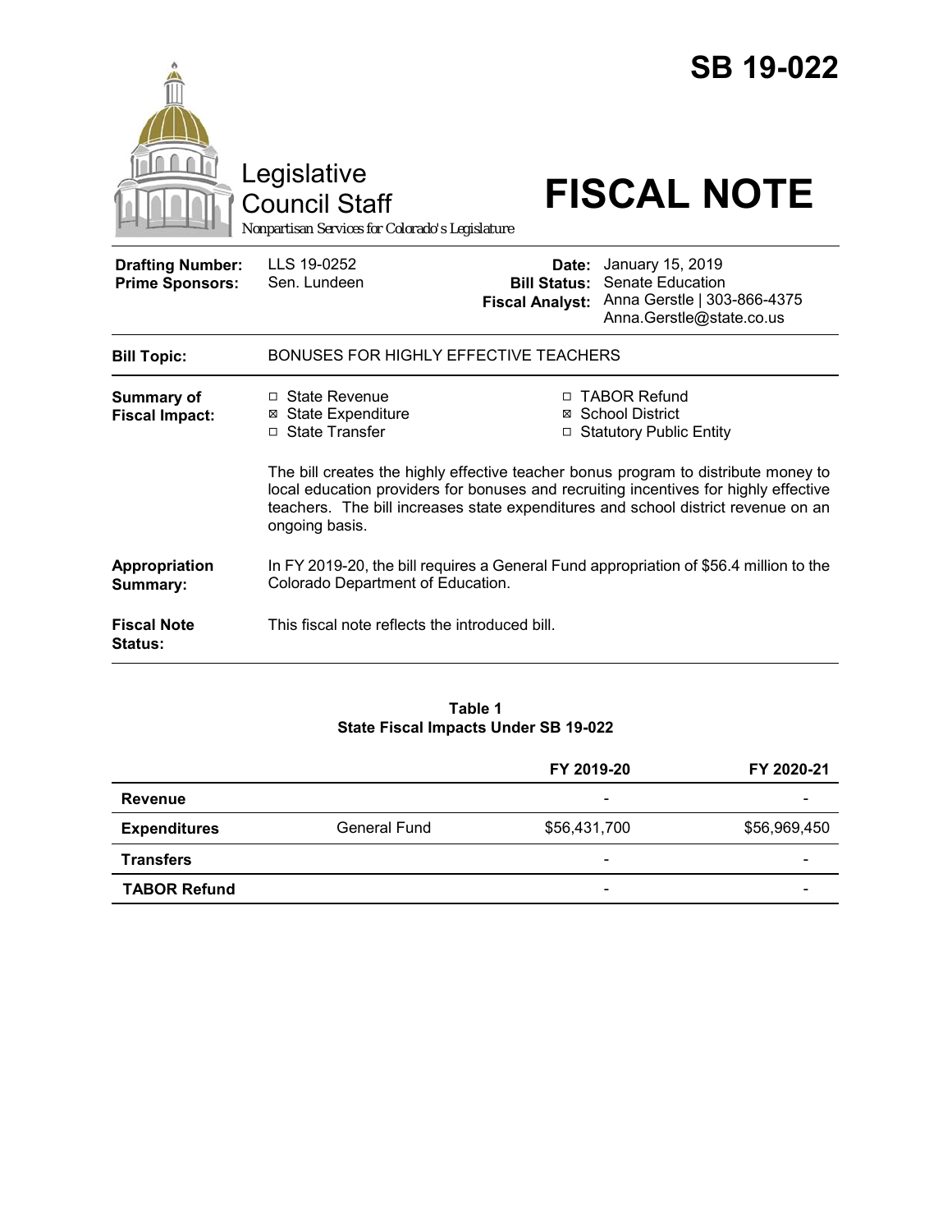# SB 19-022

Legislative Council Staff

*Nonpartisan Services for Colorado's Legislature*

# FISCAL NOTE

| | | | |
|---|---|---|---|
| **Drafting Number:** | LLS 19-0252 | **Date:** | January 15, 2019 |
| **Prime Sponsors:** | Sen. Lundeen | **Bill Status:** | Senate Education |
| | | **Fiscal Analyst:** | Anna Gerstle \| 303-866-4375 Anna.Gerstle@state.co.us |

| | |
|---|---|
| **Bill Topic:** | BONUSES FOR HIGHLY EFFECTIVE TEACHERS |

**Summary of Fiscal Impact:**

- ☐ State Revenue
- ☒ State Expenditure
- ☐ State Transfer
- ☐ TABOR Refund
- ☒ School District
- ☐ Statutory Public Entity

The bill creates the highly effective teacher bonus program to distribute money to local education providers for bonuses and recruiting incentives for highly effective teachers. The bill increases state expenditures and school district revenue on an ongoing basis.

**Appropriation Summary:** In FY 2019-20, the bill requires a General Fund appropriation of $56.4 million to the Colorado Department of Education.

**Fiscal Note Status:** This fiscal note reflects the introduced bill.

**Table 1**
**State Fiscal Impacts Under SB 19-022**

| | | FY 2019-20 | FY 2020-21 |
|---|---|---|---|
| **Revenue** | | - | - |
| **Expenditures** | General Fund | $56,431,700 | $56,969,450 |
| **Transfers** | | - | - |
| **TABOR Refund** | | - | - |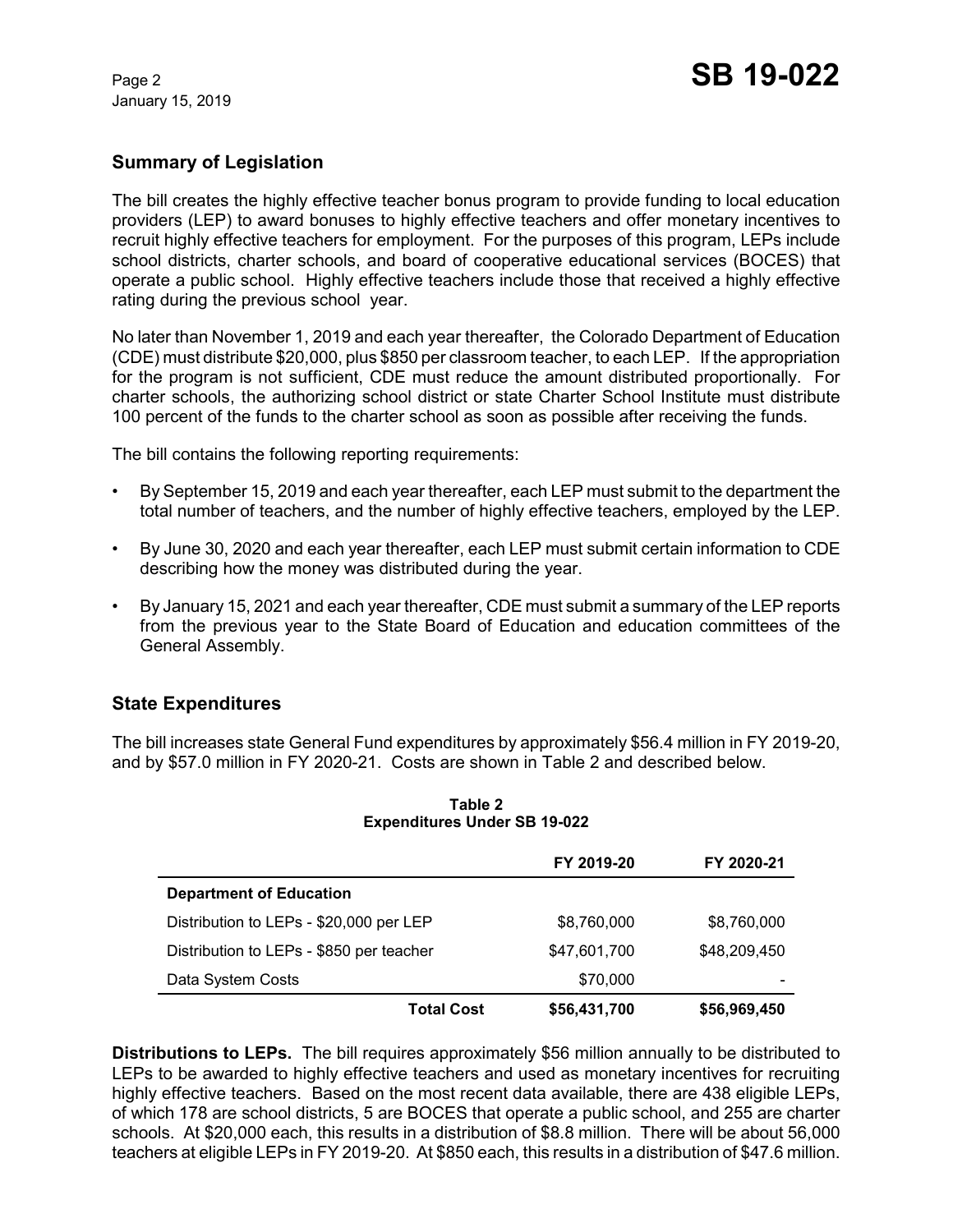## Summary of Legislation

The bill creates the highly effective teacher bonus program to provide funding to local education providers (LEP) to award bonuses to highly effective teachers and offer monetary incentives to recruit highly effective teachers for employment. For the purposes of this program, LEPs include school districts, charter schools, and board of cooperative educational services (BOCES) that operate a public school. Highly effective teachers include those that received a highly effective rating during the previous school year.

No later than November 1, 2019 and each year thereafter, the Colorado Department of Education (CDE) must distribute $20,000, plus $850 per classroom teacher, to each LEP. If the appropriation for the program is not sufficient, CDE must reduce the amount distributed proportionally. For charter schools, the authorizing school district or state Charter School Institute must distribute 100 percent of the funds to the charter school as soon as possible after receiving the funds.

The bill contains the following reporting requirements:

- By September 15, 2019 and each year thereafter, each LEP must submit to the department the total number of teachers, and the number of highly effective teachers, employed by the LEP.
- By June 30, 2020 and each year thereafter, each LEP must submit certain information to CDE describing how the money was distributed during the year.
- By January 15, 2021 and each year thereafter, CDE must submit a summary of the LEP reports from the previous year to the State Board of Education and education committees of the General Assembly.

## State Expenditures

The bill increases state General Fund expenditures by approximately $56.4 million in FY 2019-20, and by $57.0 million in FY 2020-21. Costs are shown in Table 2 and described below.

**Table 2**
**Expenditures Under SB 19-022**

| | FY 2019-20 | FY 2020-21 |
|---|---|---|
| **Department of Education** | | |
| Distribution to LEPs - $20,000 per LEP | $8,760,000 | $8,760,000 |
| Distribution to LEPs - $850 per teacher | $47,601,700 | $48,209,450 |
| Data System Costs | $70,000 | - |
| **Total Cost** | **$56,431,700** | **$56,969,450** |

**Distributions to LEPs.** The bill requires approximately $56 million annually to be distributed to LEPs to be awarded to highly effective teachers and used as monetary incentives for recruiting highly effective teachers. Based on the most recent data available, there are 438 eligible LEPs, of which 178 are school districts, 5 are BOCES that operate a public school, and 255 are charter schools. At $20,000 each, this results in a distribution of $8.8 million. There will be about 56,000 teachers at eligible LEPs in FY 2019-20. At $850 each, this results in a distribution of $47.6 million.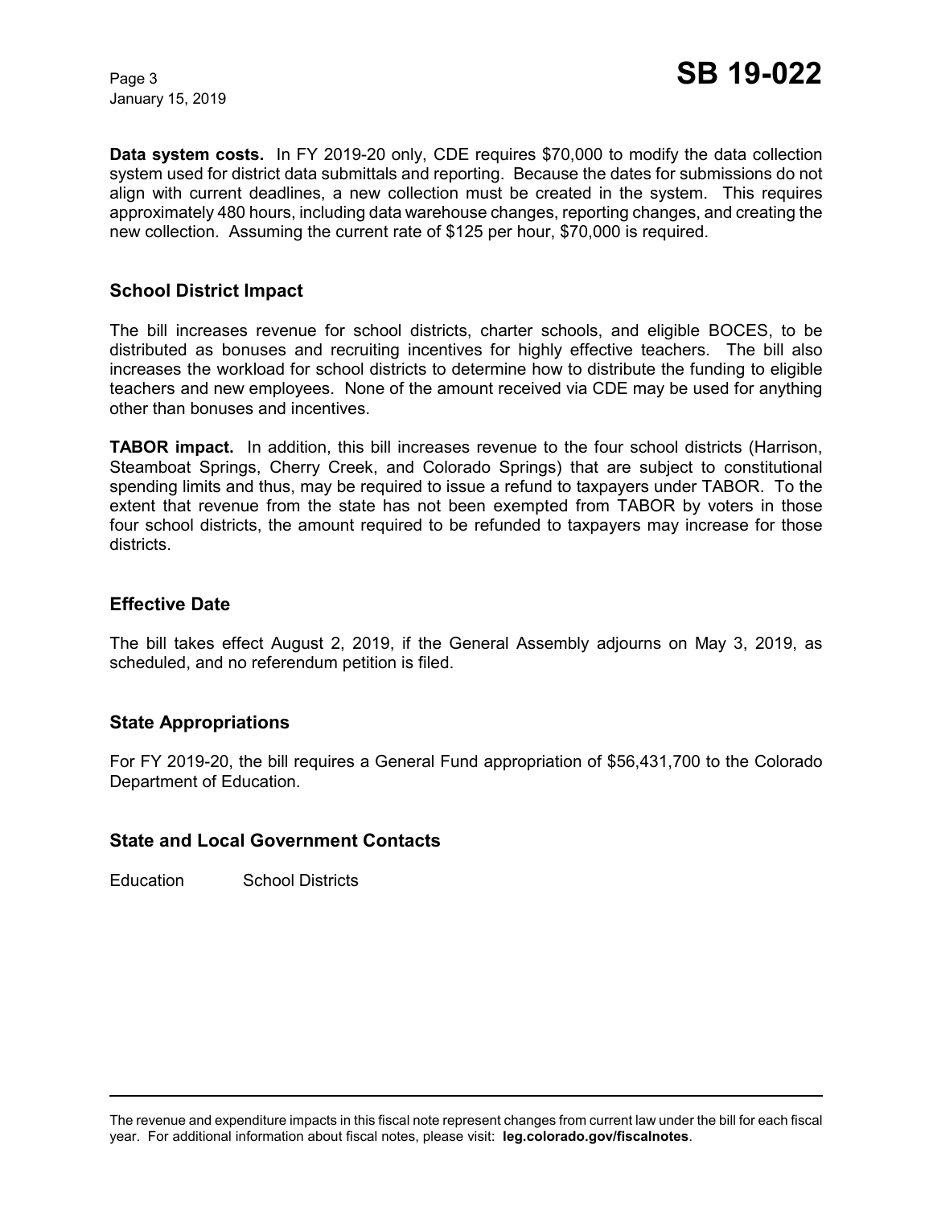**Data system costs.** In FY 2019-20 only, CDE requires $70,000 to modify the data collection system used for district data submittals and reporting. Because the dates for submissions do not align with current deadlines, a new collection must be created in the system. This requires approximately 480 hours, including data warehouse changes, reporting changes, and creating the new collection. Assuming the current rate of $125 per hour, $70,000 is required.

## School District Impact

The bill increases revenue for school districts, charter schools, and eligible BOCES, to be distributed as bonuses and recruiting incentives for highly effective teachers. The bill also increases the workload for school districts to determine how to distribute the funding to eligible teachers and new employees. None of the amount received via CDE may be used for anything other than bonuses and incentives.

**TABOR impact.** In addition, this bill increases revenue to the four school districts (Harrison, Steamboat Springs, Cherry Creek, and Colorado Springs) that are subject to constitutional spending limits and thus, may be required to issue a refund to taxpayers under TABOR. To the extent that revenue from the state has not been exempted from TABOR by voters in those four school districts, the amount required to be refunded to taxpayers may increase for those districts.

## Effective Date

The bill takes effect August 2, 2019, if the General Assembly adjourns on May 3, 2019, as scheduled, and no referendum petition is filed.

## State Appropriations

For FY 2019-20, the bill requires a General Fund appropriation of $56,431,700 to the Colorado Department of Education.

## State and Local Government Contacts

Education School Districts

The revenue and expenditure impacts in this fiscal note represent changes from current law under the bill for each fiscal year. For additional information about fiscal notes, please visit: **leg.colorado.gov/fiscalnotes**.